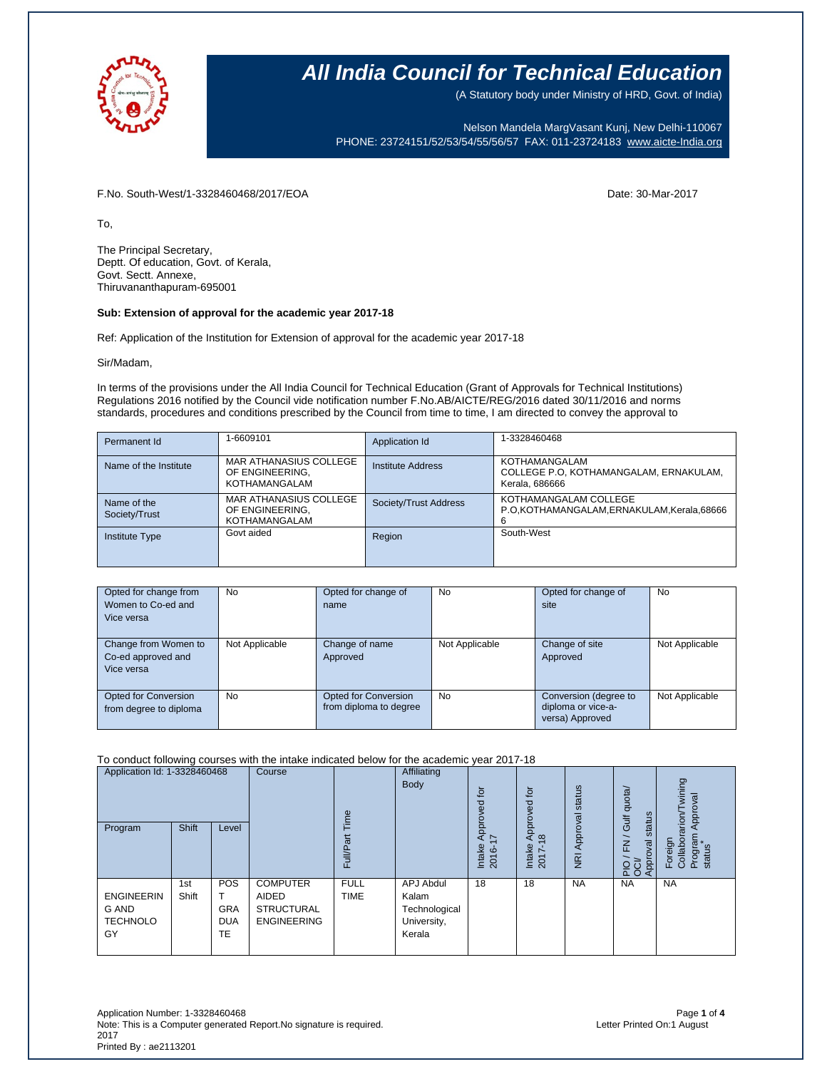# All India Council for Technical Education

(A Statutory body under Ministry of HRD, Govt. of India)

Nelson Mandela MargVasant Kunj, New Delhi-110067
PHONE: 23724151/52/53/54/55/56/57 FAX: 011-23724183 www.aicte-India.org

F.No. South-West/1-3328460468/2017/EOA

Date: 30-Mar-2017

To,

The Principal Secretary,
Deptt. Of education, Govt. of Kerala,
Govt. Sectt. Annexe,
Thiruvananthapuram-695001

**Sub: Extension of approval for the academic year 2017-18**

Ref: Application of the Institution for Extension of approval for the academic year 2017-18

Sir/Madam,

In terms of the provisions under the All India Council for Technical Education (Grant of Approvals for Technical Institutions) Regulations 2016 notified by the Council vide notification number F.No.AB/AICTE/REG/2016 dated 30/11/2016 and norms standards, procedures and conditions prescribed by the Council from time to time, I am directed to convey the approval to

| Permanent Id | 1-6609101 | Application Id | 1-3328460468 |
|---|---|---|---|
| Name of the Institute | MAR ATHANASIUS COLLEGE OF ENGINEERING, KOTHAMANGALAM | Institute Address | KOTHAMANGALAM COLLEGE P.O, KOTHAMANGALAM, ERNAKULAM, Kerala, 686666 |
| Name of the Society/Trust | MAR ATHANASIUS COLLEGE OF ENGINEERING, KOTHAMANGALAM | Society/Trust Address | KOTHAMANGALAM COLLEGE P.O,KOTHAMANGALAM,ERNAKULAM,Kerala,686666 |
| Institute Type | Govt aided | Region | South-West |

| Opted for change from Women to Co-ed and Vice versa | No | Opted for change of name | No | Opted for change of site | No |
|---|---|---|---|---|---|
| Change from Women to Co-ed approved and Vice versa | Not Applicable | Change of name Approved | Not Applicable | Change of site Approved | Not Applicable |
| Opted for Conversion from degree to diploma | No | Opted for Conversion from diploma to degree | No | Conversion (degree to diploma or vice-a-versa) Approved | Not Applicable |

To conduct following courses with the intake indicated below for the academic year 2017-18

| Application Id: 1-3328460468 | | | Course | Full/Part Time | Affiliating Body | Intake Approved for 2016-17 | Intake Approved for 2017-18 | NRI Approval status | PIO / FN / Gulf quota/ OCI/ Approval status | Foreign Collaboration/Twining Program Approval status* |
|---|---|---|---|---|---|---|---|---|---|---|
| Program | Shift | Level | | | | | | | | |
| ENGINEERING AND TECHNOLOGY | 1st Shift | POST GRADUATE | COMPUTER AIDED STRUCTURAL ENGINEERING | FULL TIME | APJ Abdul Kalam Technological University, Kerala | 18 | 18 | NA | NA | NA |

Application Number: 1-3328460468
Note: This is a Computer generated Report.No signature is required.
Letter Printed On:1 August 2017
Printed By : ae2113201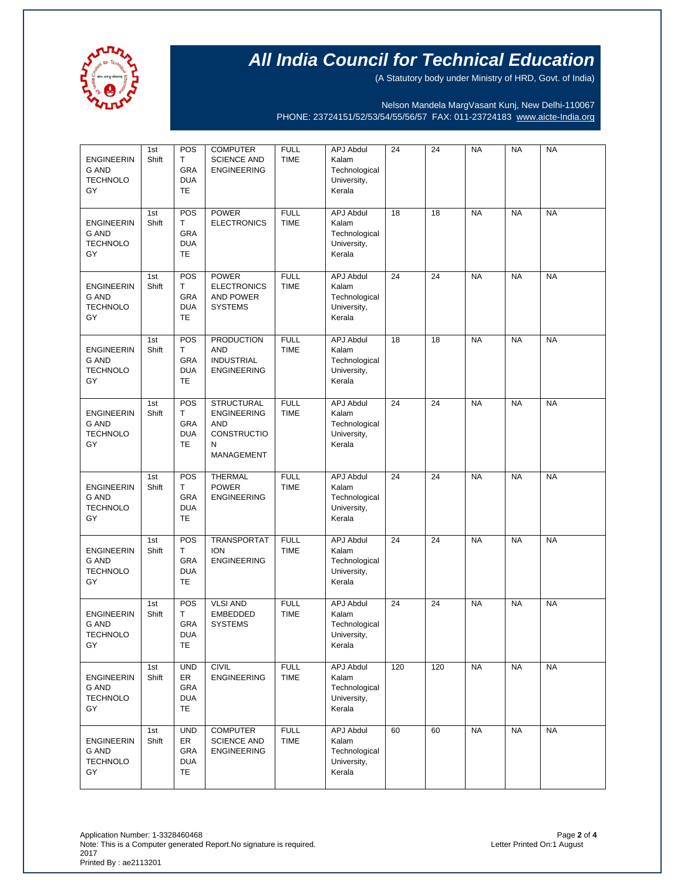# All India Council for Technical Education

(A Statutory body under Ministry of HRD, Govt. of India)

Nelson Mandela MargVasant Kunj, New Delhi-110067
PHONE: 23724151/52/53/54/55/56/57 FAX: 011-23724183 www.aicte-India.org

| | | | | | | | | | | |
|---|---|---|---|---|---|---|---|---|---|---|
| ENGINEERING AND TECHNOLOGY | 1st Shift | POST GRADUATE | COMPUTER SCIENCE AND ENGINEERING | FULL TIME | APJ Abdul Kalam Technological University, Kerala | 24 | 24 | NA | NA | NA |
| ENGINEERING AND TECHNOLOGY | 1st Shift | POST GRADUATE | POWER ELECTRONICS | FULL TIME | APJ Abdul Kalam Technological University, Kerala | 18 | 18 | NA | NA | NA |
| ENGINEERING AND TECHNOLOGY | 1st Shift | POST GRADUATE | POWER ELECTRONICS AND POWER SYSTEMS | FULL TIME | APJ Abdul Kalam Technological University, Kerala | 24 | 24 | NA | NA | NA |
| ENGINEERING AND TECHNOLOGY | 1st Shift | POST GRADUATE | PRODUCTION AND INDUSTRIAL ENGINEERING | FULL TIME | APJ Abdul Kalam Technological University, Kerala | 18 | 18 | NA | NA | NA |
| ENGINEERING AND TECHNOLOGY | 1st Shift | POST GRADUATE | STRUCTURAL ENGINEERING AND CONSTRUCTION MANAGEMENT | FULL TIME | APJ Abdul Kalam Technological University, Kerala | 24 | 24 | NA | NA | NA |
| ENGINEERING AND TECHNOLOGY | 1st Shift | POST GRADUATE | THERMAL POWER ENGINEERING | FULL TIME | APJ Abdul Kalam Technological University, Kerala | 24 | 24 | NA | NA | NA |
| ENGINEERING AND TECHNOLOGY | 1st Shift | POST GRADUATE | TRANSPORTATION ENGINEERING | FULL TIME | APJ Abdul Kalam Technological University, Kerala | 24 | 24 | NA | NA | NA |
| ENGINEERING AND TECHNOLOGY | 1st Shift | POST GRADUATE | VLSI AND EMBEDDED SYSTEMS | FULL TIME | APJ Abdul Kalam Technological University, Kerala | 24 | 24 | NA | NA | NA |
| ENGINEERING AND TECHNOLOGY | 1st Shift | UNDER GRADUATE | CIVIL ENGINEERING | FULL TIME | APJ Abdul Kalam Technological University, Kerala | 120 | 120 | NA | NA | NA |
| ENGINEERING AND TECHNOLOGY | 1st Shift | UNDER GRADUATE | COMPUTER SCIENCE AND ENGINEERING | FULL TIME | APJ Abdul Kalam Technological University, Kerala | 60 | 60 | NA | NA | NA |

Application Number: 1-3328460468
Note: This is a Computer generated Report.No signature is required.
Printed By : ae2113201

Letter Printed On:1 August 2017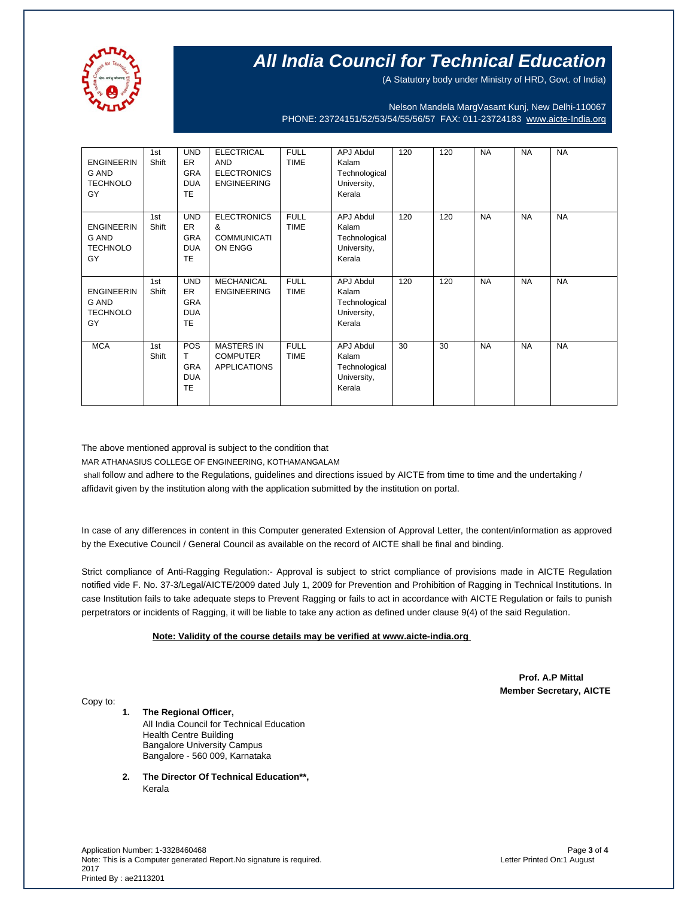# All India Council for Technical Education

(A Statutory body under Ministry of HRD, Govt. of India)

Nelson Mandela MargVasant Kunj, New Delhi-110067
PHONE: 23724151/52/53/54/55/56/57 FAX: 011-23724183 www.aicte-India.org

| | | | | | | | | | | |
|---|---|---|---|---|---|---|---|---|---|---|
| ENGINEERING AND TECHNOLOGY | 1st Shift | UNDER GRADUATE | ELECTRICAL AND ELECTRONICS ENGINEERING | FULL TIME | APJ Abdul Kalam Technological University, Kerala | 120 | 120 | NA | NA | NA |
| ENGINEERING AND TECHNOLOGY | 1st Shift | UNDER GRADUATE | ELECTRONICS & COMMUNICATION ENGG | FULL TIME | APJ Abdul Kalam Technological University, Kerala | 120 | 120 | NA | NA | NA |
| ENGINEERING AND TECHNOLOGY | 1st Shift | UNDER GRADUATE | MECHANICAL ENGINEERING | FULL TIME | APJ Abdul Kalam Technological University, Kerala | 120 | 120 | NA | NA | NA |
| MCA | 1st Shift | POST GRADUATE | MASTERS IN COMPUTER APPLICATIONS | FULL TIME | APJ Abdul Kalam Technological University, Kerala | 30 | 30 | NA | NA | NA |

The above mentioned approval is subject to the condition that

MAR ATHANASIUS COLLEGE OF ENGINEERING, KOTHAMANGALAM

shall follow and adhere to the Regulations, guidelines and directions issued by AICTE from time to time and the undertaking / affidavit given by the institution along with the application submitted by the institution on portal.

In case of any differences in content in this Computer generated Extension of Approval Letter, the content/information as approved by the Executive Council / General Council as available on the record of AICTE shall be final and binding.

Strict compliance of Anti-Ragging Regulation:- Approval is subject to strict compliance of provisions made in AICTE Regulation notified vide F. No. 37-3/Legal/AICTE/2009 dated July 1, 2009 for Prevention and Prohibition of Ragging in Technical Institutions. In case Institution fails to take adequate steps to Prevent Ragging or fails to act in accordance with AICTE Regulation or fails to punish perpetrators or incidents of Ragging, it will be liable to take any action as defined under clause 9(4) of the said Regulation.

**Note: Validity of the course details may be verified at www.aicte-india.org**

**Prof. A.P Mittal**
**Member Secretary, AICTE**

Copy to:

1. **The Regional Officer,**
   All India Council for Technical Education
   Health Centre Building
   Bangalore University Campus
   Bangalore - 560 009, Karnataka

2. **The Director Of Technical Education\*\*,**
   Kerala

Application Number: 1-3328460468
Note: This is a Computer generated Report.No signature is required.
Letter Printed On:1 August 2017
Printed By : ae2113201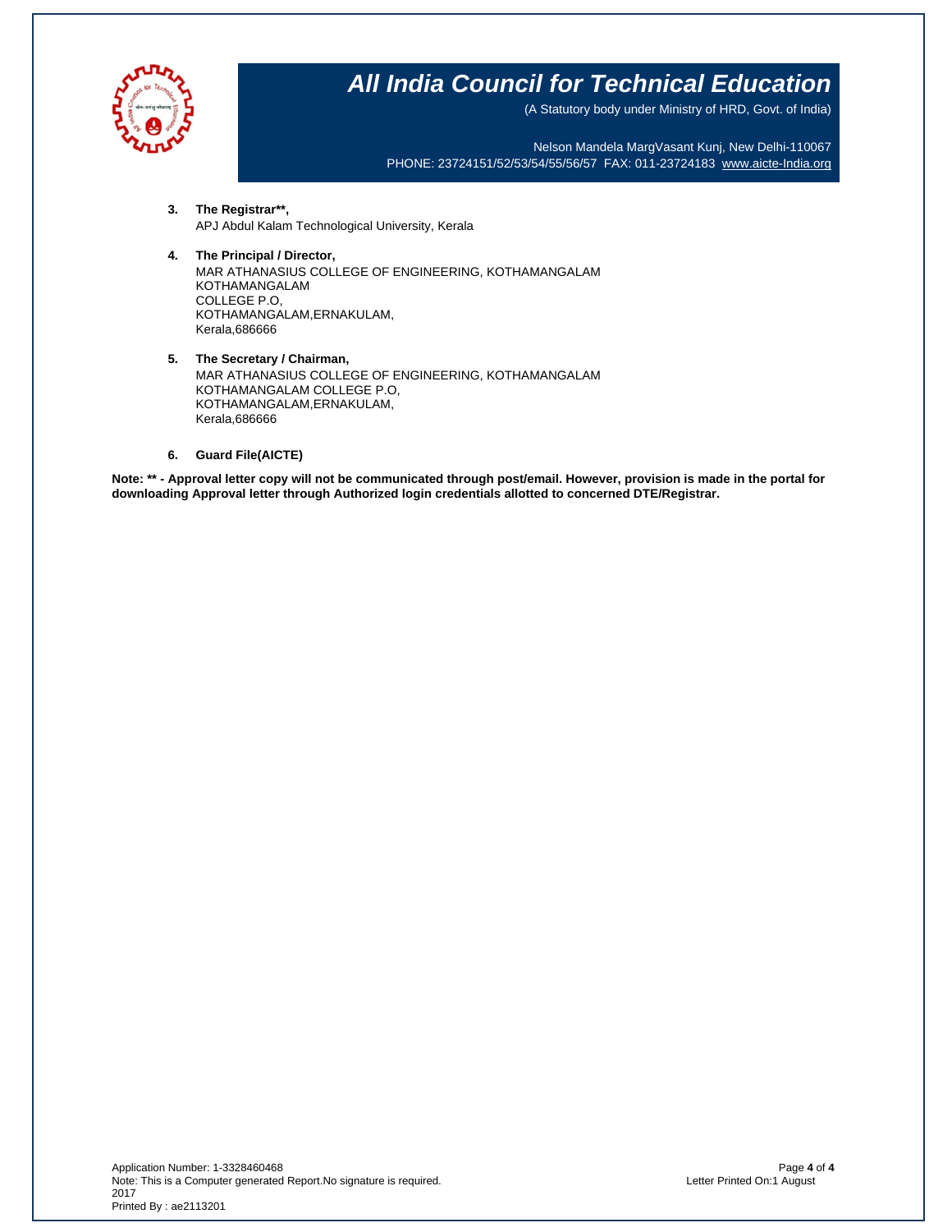3. **The Registrar\*\*,**
   APJ Abdul Kalam Technological University, Kerala

4. **The Principal / Director,**
   MAR ATHANASIUS COLLEGE OF ENGINEERING, KOTHAMANGALAM
   KOTHAMANGALAM
   COLLEGE P.O,
   KOTHAMANGALAM,ERNAKULAM,
   Kerala,686666

5. **The Secretary / Chairman,**
   MAR ATHANASIUS COLLEGE OF ENGINEERING, KOTHAMANGALAM
   KOTHAMANGALAM COLLEGE P.O,
   KOTHAMANGALAM,ERNAKULAM,
   Kerala,686666

6. **Guard File(AICTE)**

**Note: \*\* - Approval letter copy will not be communicated through post/email. However, provision is made in the portal for downloading Approval letter through Authorized login credentials allotted to concerned DTE/Registrar.**

Application Number: 1-3328460468
Note: This is a Computer generated Report.No signature is required.
Printed By : ae2113201
Letter Printed On:1 August 2017